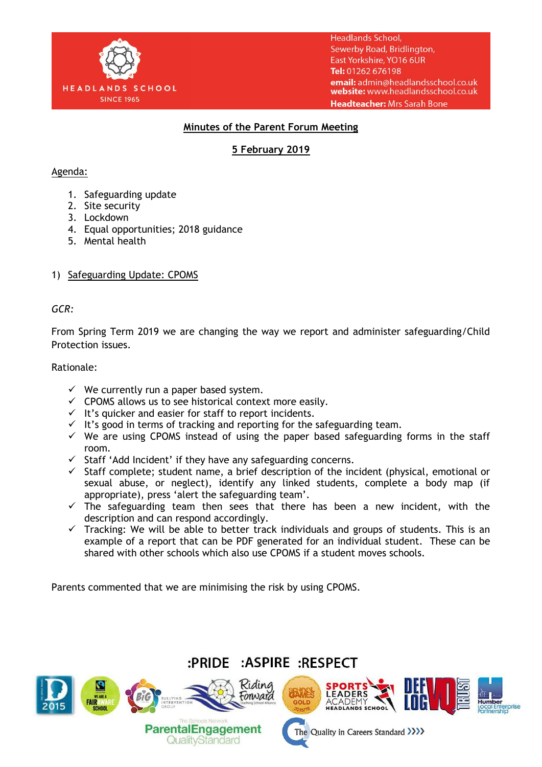Headlands School,
Sewerby Road, Bridlington,
East Yorkshire, YO16 6UR
**Tel:** 01262 676198
**email:** admin@headlandsschool.co.uk
**website:** www.headlandsschool.co.uk
**Headteacher:** Mrs Sarah Bone

HEADLANDS SCHOOL
SINCE 1965

# Minutes of the Parent Forum Meeting

## 5 February 2019

Agenda:

1. Safeguarding update
2. Site security
3. Lockdown
4. Equal opportunities; 2018 guidance
5. Mental health

## 1) Safeguarding Update: CPOMS

*GCR:*

From Spring Term 2019 we are changing the way we report and administer safeguarding/Child Protection issues.

Rationale:

- ✓ We currently run a paper based system.
- ✓ CPOMS allows us to see historical context more easily.
- ✓ It's quicker and easier for staff to report incidents.
- ✓ It's good in terms of tracking and reporting for the safeguarding team.
- ✓ We are using CPOMS instead of using the paper based safeguarding forms in the staff room.
- ✓ Staff 'Add Incident' if they have any safeguarding concerns.
- ✓ Staff complete; student name, a brief description of the incident (physical, emotional or sexual abuse, or neglect), identify any linked students, complete a body map (if appropriate), press 'alert the safeguarding team'.
- ✓ The safeguarding team then sees that there has been a new incident, with the description and can respond accordingly.
- ✓ Tracking: We will be able to better track individuals and groups of students. This is an example of a report that can be PDF generated for an individual student. These can be shared with other schools which also use CPOMS if a student moves schools.

Parents commented that we are minimising the risk by using CPOMS.

:PRIDE :ASPIRE :RESPECT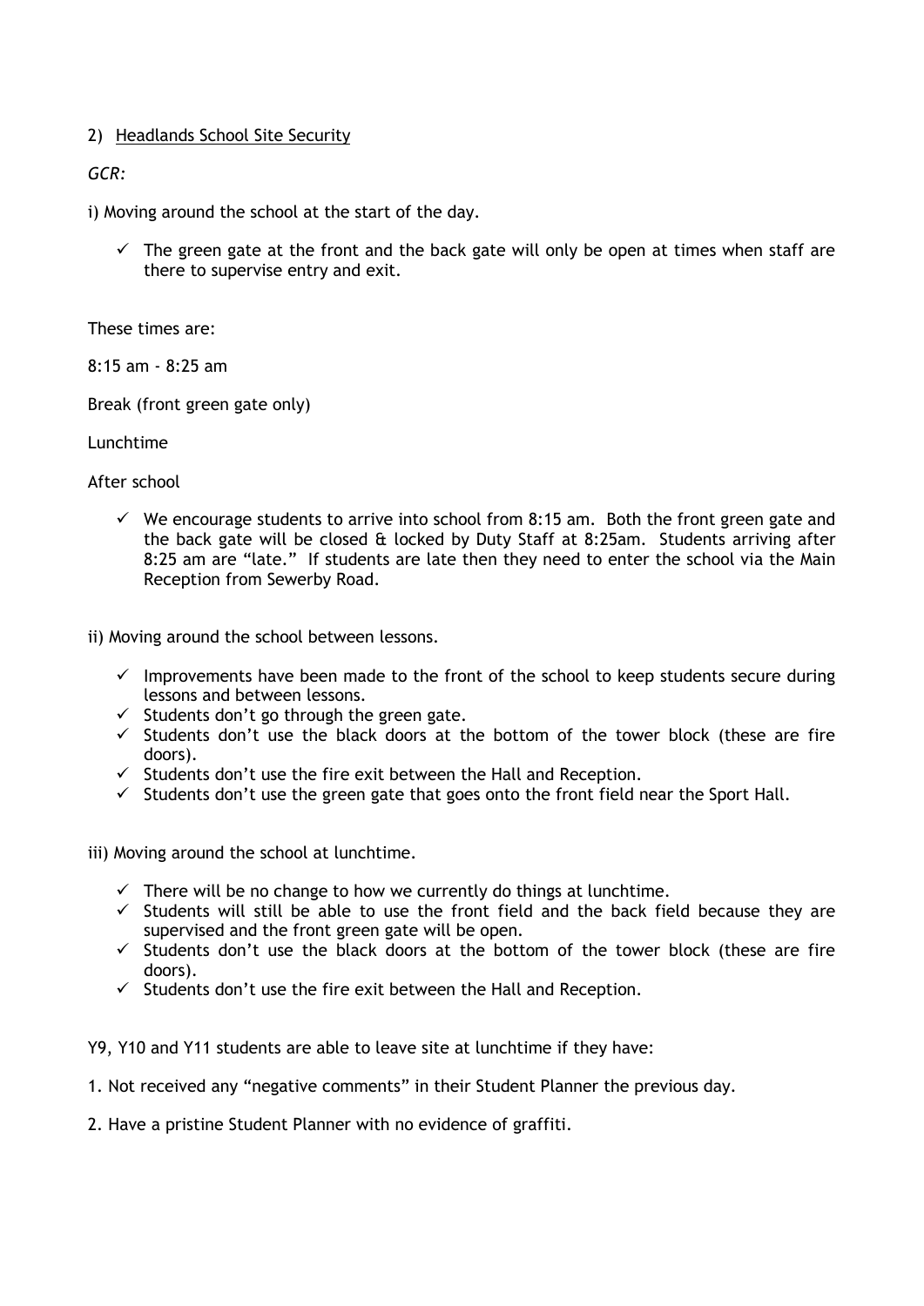2) <u>Headlands School Site Security</u>

*GCR:*

i) Moving around the school at the start of the day.

- ✓ The green gate at the front and the back gate will only be open at times when staff are there to supervise entry and exit.

These times are:

8:15 am - 8:25 am

Break (front green gate only)

Lunchtime

After school

- ✓ We encourage students to arrive into school from 8:15 am. Both the front green gate and the back gate will be closed & locked by Duty Staff at 8:25am. Students arriving after 8:25 am are "late." If students are late then they need to enter the school via the Main Reception from Sewerby Road.

ii) Moving around the school between lessons.

- ✓ Improvements have been made to the front of the school to keep students secure during lessons and between lessons.
- ✓ Students don't go through the green gate.
- ✓ Students don't use the black doors at the bottom of the tower block (these are fire doors).
- ✓ Students don't use the fire exit between the Hall and Reception.
- ✓ Students don't use the green gate that goes onto the front field near the Sport Hall.

iii) Moving around the school at lunchtime.

- ✓ There will be no change to how we currently do things at lunchtime.
- ✓ Students will still be able to use the front field and the back field because they are supervised and the front green gate will be open.
- ✓ Students don't use the black doors at the bottom of the tower block (these are fire doors).
- ✓ Students don't use the fire exit between the Hall and Reception.

Y9, Y10 and Y11 students are able to leave site at lunchtime if they have:

1. Not received any "negative comments" in their Student Planner the previous day.

2. Have a pristine Student Planner with no evidence of graffiti.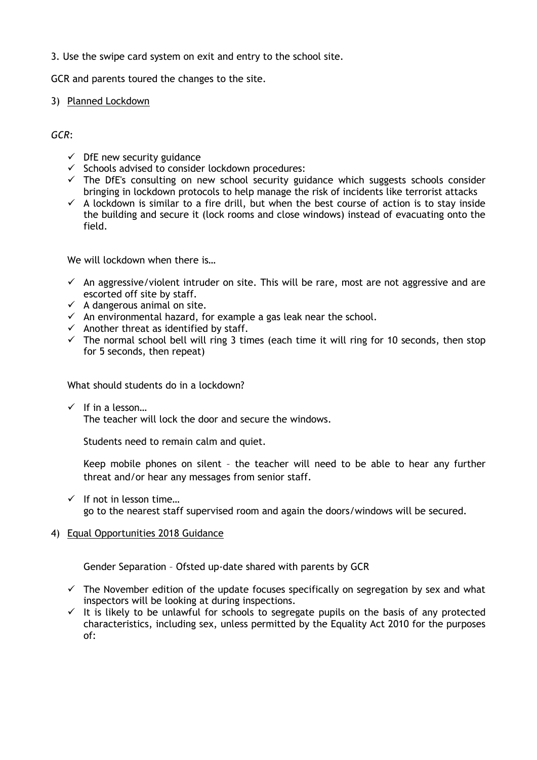3. Use the swipe card system on exit and entry to the school site.

GCR and parents toured the changes to the site.

3) Planned Lockdown

*GCR*:

- ✓ DfE new security guidance
- ✓ Schools advised to consider lockdown procedures:
- ✓ The DfE's consulting on new school security guidance which suggests schools consider bringing in lockdown protocols to help manage the risk of incidents like terrorist attacks
- ✓ A lockdown is similar to a fire drill, but when the best course of action is to stay inside the building and secure it (lock rooms and close windows) instead of evacuating onto the field.

We will lockdown when there is…

- ✓ An aggressive/violent intruder on site. This will be rare, most are not aggressive and are escorted off site by staff.
- ✓ A dangerous animal on site.
- ✓ An environmental hazard, for example a gas leak near the school.
- ✓ Another threat as identified by staff.
- ✓ The normal school bell will ring 3 times (each time it will ring for 10 seconds, then stop for 5 seconds, then repeat)

What should students do in a lockdown?

- ✓ If in a lesson…
  The teacher will lock the door and secure the windows.

  Students need to remain calm and quiet.

  Keep mobile phones on silent – the teacher will need to be able to hear any further threat and/or hear any messages from senior staff.

- ✓ If not in lesson time…
  go to the nearest staff supervised room and again the doors/windows will be secured.

4) Equal Opportunities 2018 Guidance

Gender Separation – Ofsted up-date shared with parents by GCR

- ✓ The November edition of the update focuses specifically on segregation by sex and what inspectors will be looking at during inspections.
- ✓ It is likely to be unlawful for schools to segregate pupils on the basis of any protected characteristics, including sex, unless permitted by the Equality Act 2010 for the purposes of: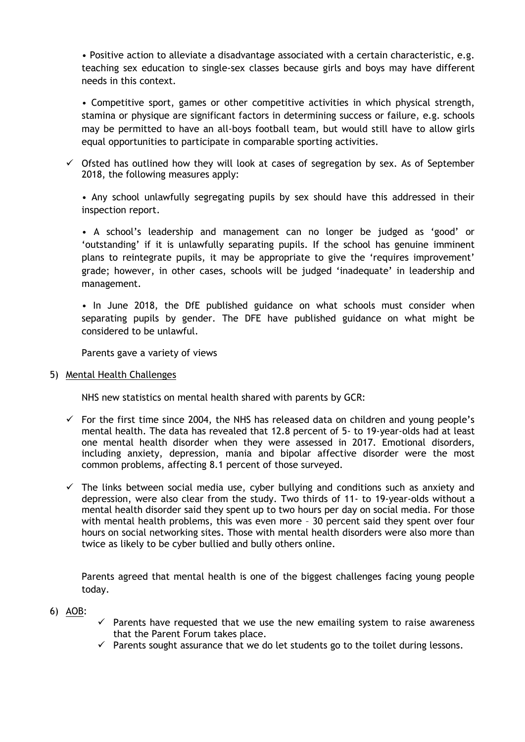• Positive action to alleviate a disadvantage associated with a certain characteristic, e.g. teaching sex education to single-sex classes because girls and boys may have different needs in this context.

• Competitive sport, games or other competitive activities in which physical strength, stamina or physique are significant factors in determining success or failure, e.g. schools may be permitted to have an all-boys football team, but would still have to allow girls equal opportunities to participate in comparable sporting activities.

✓ Ofsted has outlined how they will look at cases of segregation by sex. As of September 2018, the following measures apply:

• Any school unlawfully segregating pupils by sex should have this addressed in their inspection report.

• A school's leadership and management can no longer be judged as 'good' or 'outstanding' if it is unlawfully separating pupils. If the school has genuine imminent plans to reintegrate pupils, it may be appropriate to give the 'requires improvement' grade; however, in other cases, schools will be judged 'inadequate' in leadership and management.

• In June 2018, the DfE published guidance on what schools must consider when separating pupils by gender. The DFE have published guidance on what might be considered to be unlawful.

Parents gave a variety of views

5) <u>Mental Health Challenges</u>

NHS new statistics on mental health shared with parents by GCR:

✓ For the first time since 2004, the NHS has released data on children and young people's mental health. The data has revealed that 12.8 percent of 5- to 19-year-olds had at least one mental health disorder when they were assessed in 2017. Emotional disorders, including anxiety, depression, mania and bipolar affective disorder were the most common problems, affecting 8.1 percent of those surveyed.

✓ The links between social media use, cyber bullying and conditions such as anxiety and depression, were also clear from the study. Two thirds of 11- to 19-year-olds without a mental health disorder said they spent up to two hours per day on social media. For those with mental health problems, this was even more – 30 percent said they spent over four hours on social networking sites. Those with mental health disorders were also more than twice as likely to be cyber bullied and bully others online.

Parents agreed that mental health is one of the biggest challenges facing young people today.

6) <u>AOB</u>:

✓ Parents have requested that we use the new emailing system to raise awareness that the Parent Forum takes place.

✓ Parents sought assurance that we do let students go to the toilet during lessons.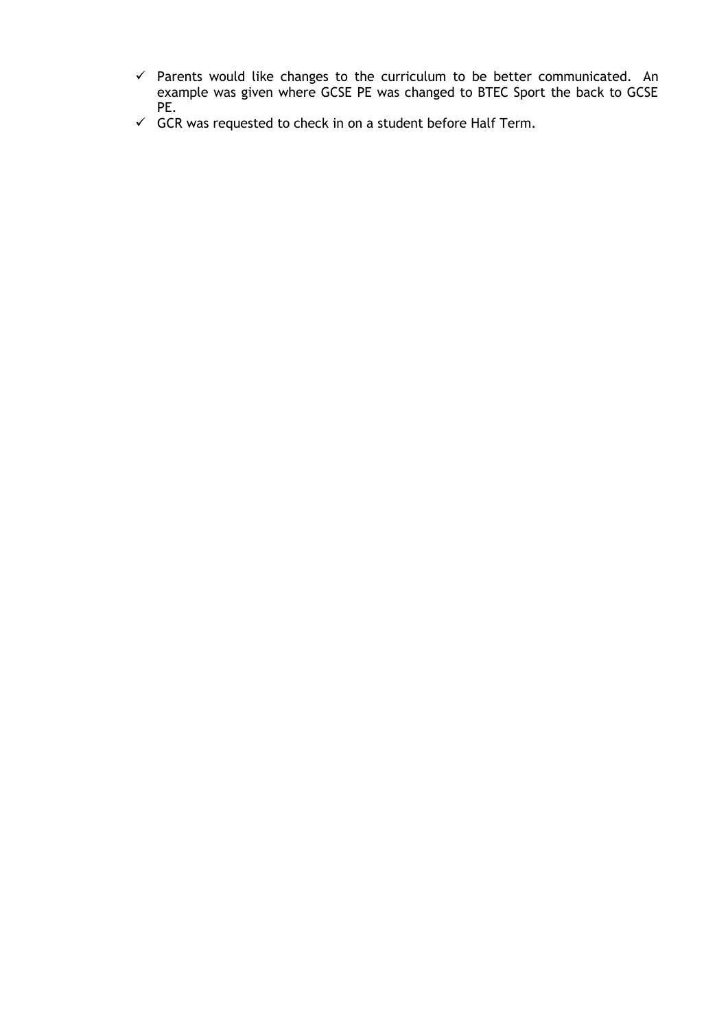- ✓ Parents would like changes to the curriculum to be better communicated. An example was given where GCSE PE was changed to BTEC Sport the back to GCSE PE.
- ✓ GCR was requested to check in on a student before Half Term.